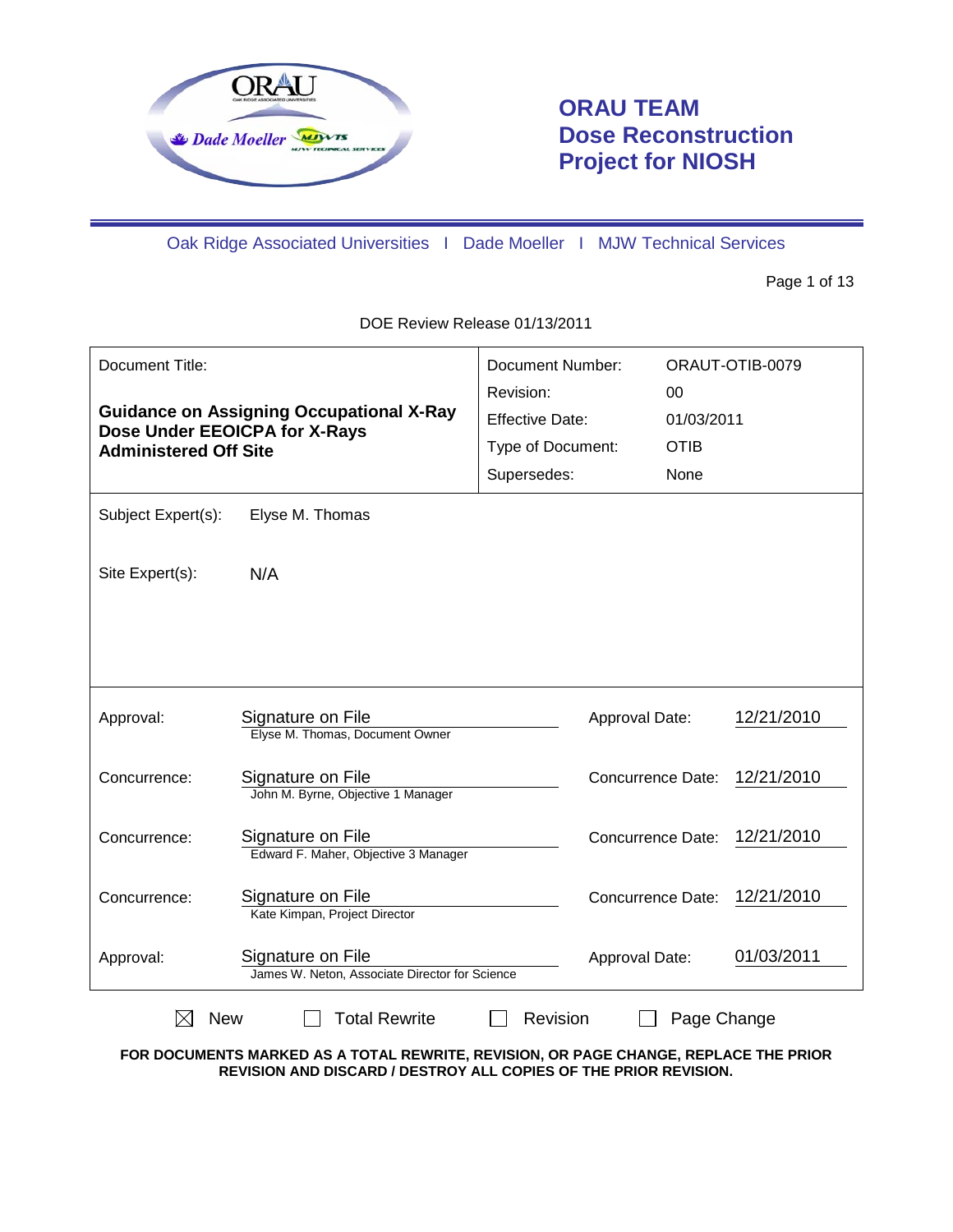# ORAU TEAM Dose Reconstruction Project for NIOSH

Oak Ridge Associated Universities I Dade Moeller I MJW Technical Services

DOE Review Release 01/13/2011

| Document Title: | Document Number: | ORAUT-OTIB-0079 |
|---|---|---|
| **Guidance on Assigning Occupational X-Ray Dose Under EEOICPA for X-Rays Administered Off Site** | Revision: | 00 |
| | Effective Date: | 01/03/2011 |
| | Type of Document: | OTIB |
| | Supersedes: | None |

Subject Expert(s): Elyse M. Thomas

Site Expert(s): N/A

| | | | |
|---|---|---|---|
| Approval: | Signature on File<br>Elyse M. Thomas, Document Owner | Approval Date: | 12/21/2010 |
| Concurrence: | Signature on File<br>John M. Byrne, Objective 1 Manager | Concurrence Date: | 12/21/2010 |
| Concurrence: | Signature on File<br>Edward F. Maher, Objective 3 Manager | Concurrence Date: | 12/21/2010 |
| Concurrence: | Signature on File<br>Kate Kimpan, Project Director | Concurrence Date: | 12/21/2010 |
| Approval: | Signature on File<br>James W. Neton, Associate Director for Science | Approval Date: | 01/03/2011 |

☒ New ☐ Total Rewrite ☐ Revision ☐ Page Change

**FOR DOCUMENTS MARKED AS A TOTAL REWRITE, REVISION, OR PAGE CHANGE, REPLACE THE PRIOR REVISION AND DISCARD / DESTROY ALL COPIES OF THE PRIOR REVISION.**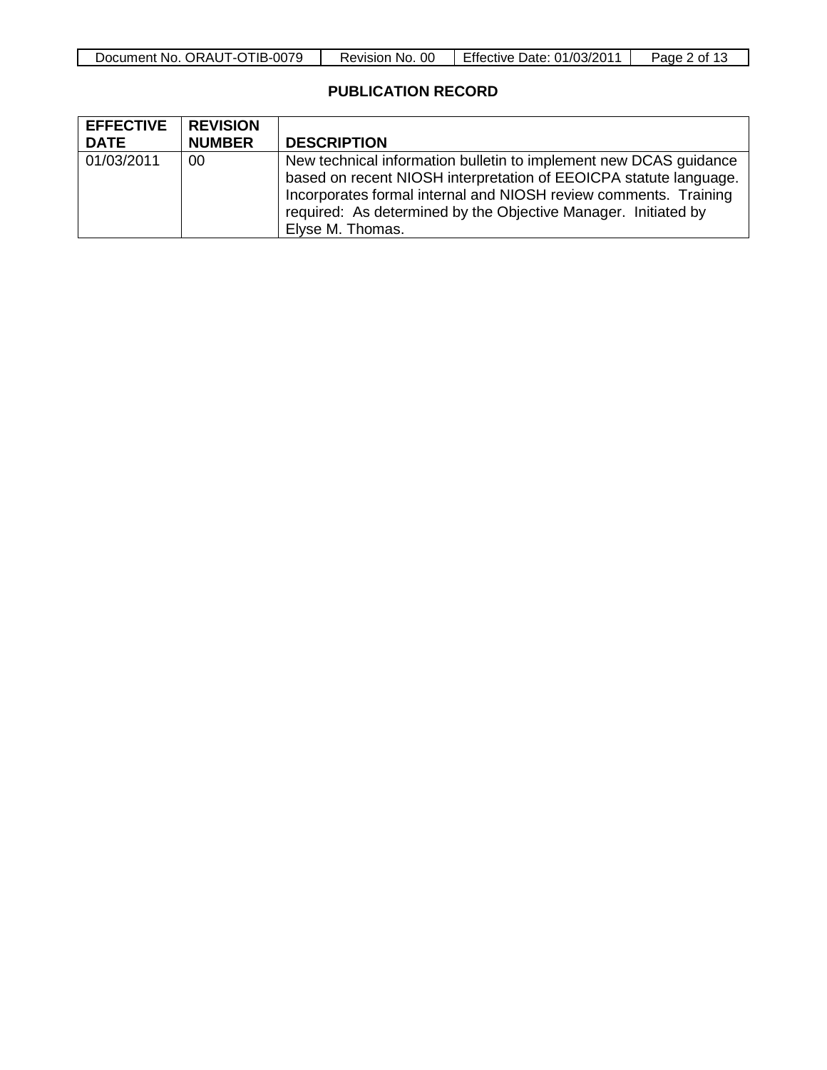## PUBLICATION RECORD

| EFFECTIVE DATE | REVISION NUMBER | DESCRIPTION |
|---|---|---|
| 01/03/2011 | 00 | New technical information bulletin to implement new DCAS guidance based on recent NIOSH interpretation of EEOICPA statute language. Incorporates formal internal and NIOSH review comments. Training required: As determined by the Objective Manager. Initiated by Elyse M. Thomas. |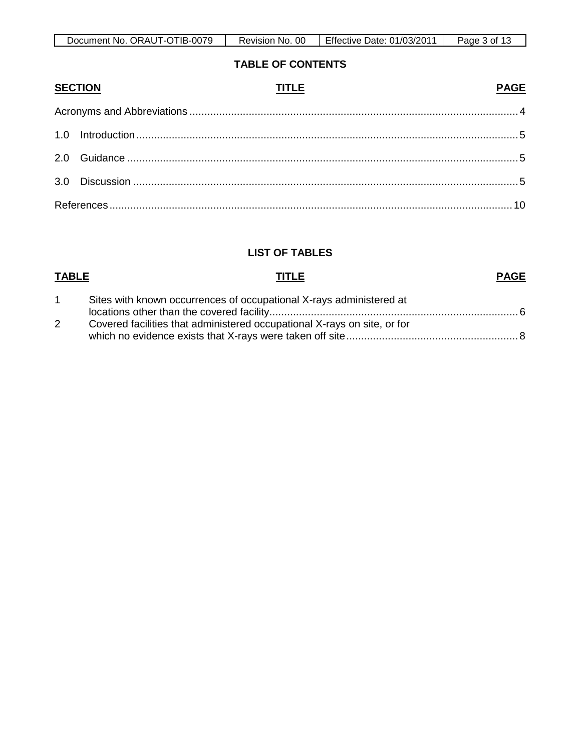## TABLE OF CONTENTS

| SECTION | TITLE | PAGE |
|---|---|---|
| | Acronyms and Abbreviations | 4 |
| 1.0 | Introduction | 5 |
| 2.0 | Guidance | 5 |
| 3.0 | Discussion | 5 |
| | References | 10 |

## LIST OF TABLES

| TABLE | TITLE | PAGE |
|---|---|---|
| 1 | Sites with known occurrences of occupational X-rays administered at locations other than the covered facility | 6 |
| 2 | Covered facilities that administered occupational X-rays on site, or for which no evidence exists that X-rays were taken off site | 8 |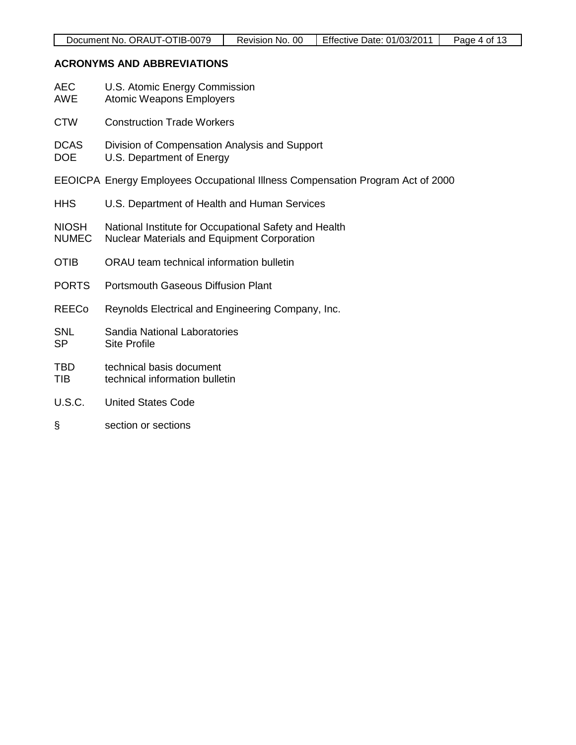## ACRONYMS AND ABBREVIATIONS

AEC U.S. Atomic Energy Commission
AWE Atomic Weapons Employers

CTW Construction Trade Workers

DCAS Division of Compensation Analysis and Support
DOE U.S. Department of Energy

EEOICPA Energy Employees Occupational Illness Compensation Program Act of 2000

HHS U.S. Department of Health and Human Services

NIOSH National Institute for Occupational Safety and Health
NUMEC Nuclear Materials and Equipment Corporation

OTIB ORAU team technical information bulletin

PORTS Portsmouth Gaseous Diffusion Plant

REECo Reynolds Electrical and Engineering Company, Inc.

SNL Sandia National Laboratories
SP Site Profile

TBD technical basis document
TIB technical information bulletin

U.S.C. United States Code

§ section or sections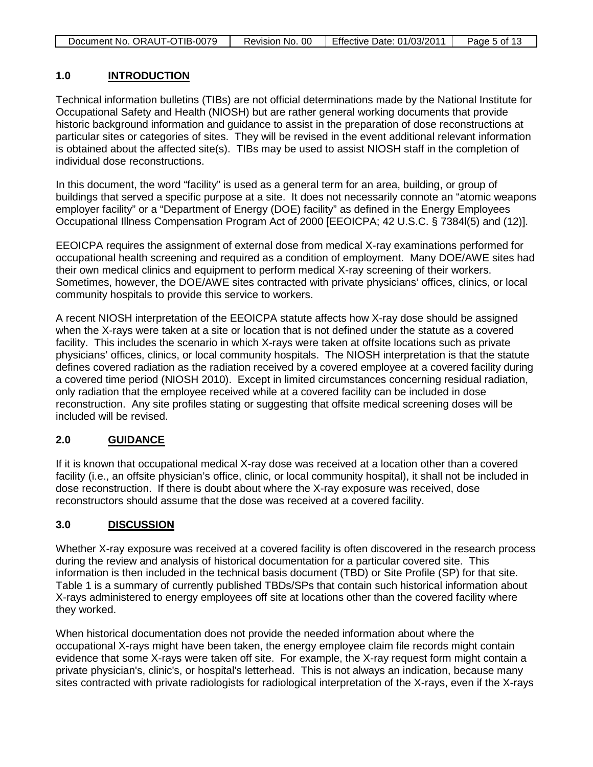## 1.0 INTRODUCTION

Technical information bulletins (TIBs) are not official determinations made by the National Institute for Occupational Safety and Health (NIOSH) but are rather general working documents that provide historic background information and guidance to assist in the preparation of dose reconstructions at particular sites or categories of sites. They will be revised in the event additional relevant information is obtained about the affected site(s). TIBs may be used to assist NIOSH staff in the completion of individual dose reconstructions.

In this document, the word "facility" is used as a general term for an area, building, or group of buildings that served a specific purpose at a site. It does not necessarily connote an "atomic weapons employer facility" or a "Department of Energy (DOE) facility" as defined in the Energy Employees Occupational Illness Compensation Program Act of 2000 [EEOICPA; 42 U.S.C. § 7384l(5) and (12)].

EEOICPA requires the assignment of external dose from medical X-ray examinations performed for occupational health screening and required as a condition of employment. Many DOE/AWE sites had their own medical clinics and equipment to perform medical X-ray screening of their workers. Sometimes, however, the DOE/AWE sites contracted with private physicians' offices, clinics, or local community hospitals to provide this service to workers.

A recent NIOSH interpretation of the EEOICPA statute affects how X-ray dose should be assigned when the X-rays were taken at a site or location that is not defined under the statute as a covered facility. This includes the scenario in which X-rays were taken at offsite locations such as private physicians' offices, clinics, or local community hospitals. The NIOSH interpretation is that the statute defines covered radiation as the radiation received by a covered employee at a covered facility during a covered time period (NIOSH 2010). Except in limited circumstances concerning residual radiation, only radiation that the employee received while at a covered facility can be included in dose reconstruction. Any site profiles stating or suggesting that offsite medical screening doses will be included will be revised.

## 2.0 GUIDANCE

If it is known that occupational medical X-ray dose was received at a location other than a covered facility (i.e., an offsite physician's office, clinic, or local community hospital), it shall not be included in dose reconstruction. If there is doubt about where the X-ray exposure was received, dose reconstructors should assume that the dose was received at a covered facility.

## 3.0 DISCUSSION

Whether X-ray exposure was received at a covered facility is often discovered in the research process during the review and analysis of historical documentation for a particular covered site. This information is then included in the technical basis document (TBD) or Site Profile (SP) for that site. Table 1 is a summary of currently published TBDs/SPs that contain such historical information about X-rays administered to energy employees off site at locations other than the covered facility where they worked.

When historical documentation does not provide the needed information about where the occupational X-rays might have been taken, the energy employee claim file records might contain evidence that some X-rays were taken off site. For example, the X-ray request form might contain a private physician's, clinic's, or hospital's letterhead. This is not always an indication, because many sites contracted with private radiologists for radiological interpretation of the X-rays, even if the X-rays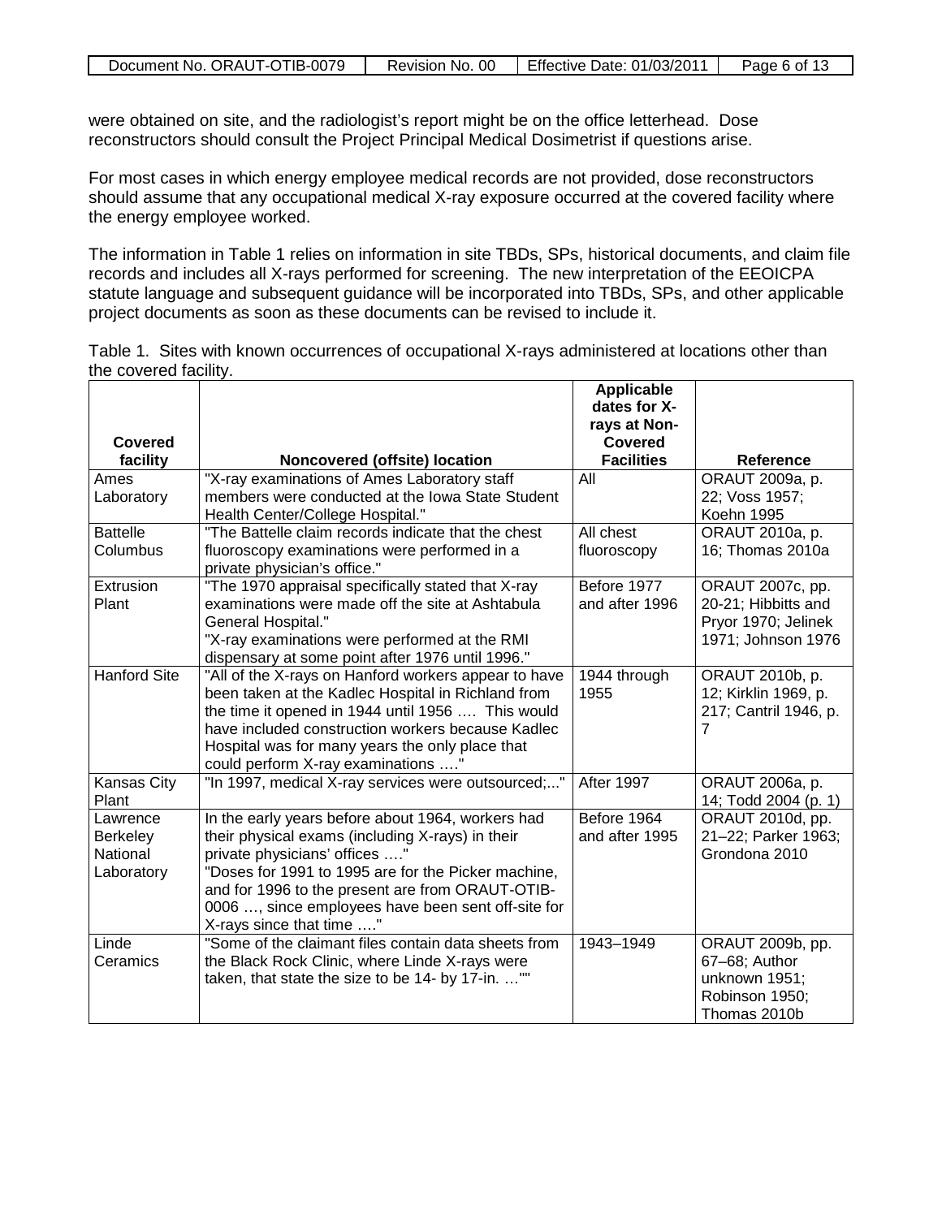were obtained on site, and the radiologist's report might be on the office letterhead. Dose reconstructors should consult the Project Principal Medical Dosimetrist if questions arise.

For most cases in which energy employee medical records are not provided, dose reconstructors should assume that any occupational medical X-ray exposure occurred at the covered facility where the energy employee worked.

The information in Table 1 relies on information in site TBDs, SPs, historical documents, and claim file records and includes all X-rays performed for screening. The new interpretation of the EEOICPA statute language and subsequent guidance will be incorporated into TBDs, SPs, and other applicable project documents as soon as these documents can be revised to include it.

Table 1. Sites with known occurrences of occupational X-rays administered at locations other than the covered facility.

| Covered facility | Noncovered (offsite) location | Applicable dates for X-rays at Non-Covered Facilities | Reference |
|---|---|---|---|
| Ames Laboratory | "X-ray examinations of Ames Laboratory staff members were conducted at the Iowa State Student Health Center/College Hospital." | All | ORAUT 2009a, p. 22; Voss 1957; Koehn 1995 |
| Battelle Columbus | "The Battelle claim records indicate that the chest fluoroscopy examinations were performed in a private physician's office." | All chest fluoroscopy | ORAUT 2010a, p. 16; Thomas 2010a |
| Extrusion Plant | "The 1970 appraisal specifically stated that X-ray examinations were made off the site at Ashtabula General Hospital." "X-ray examinations were performed at the RMI dispensary at some point after 1976 until 1996." | Before 1977 and after 1996 | ORAUT 2007c, pp. 20-21; Hibbitts and Pryor 1970; Jelinek 1971; Johnson 1976 |
| Hanford Site | "All of the X-rays on Hanford workers appear to have been taken at the Kadlec Hospital in Richland from the time it opened in 1944 until 1956 …. This would have included construction workers because Kadlec Hospital was for many years the only place that could perform X-ray examinations …." | 1944 through 1955 | ORAUT 2010b, p. 12; Kirklin 1969, p. 217; Cantril 1946, p. 7 |
| Kansas City Plant | "In 1997, medical X-ray services were outsourced;..." | After 1997 | ORAUT 2006a, p. 14; Todd 2004 (p. 1) |
| Lawrence Berkeley National Laboratory | In the early years before about 1964, workers had their physical exams (including X-rays) in their private physicians' offices …." "Doses for 1991 to 1995 are for the Picker machine, and for 1996 to the present are from ORAUT-OTIB-0006 …, since employees have been sent off-site for X-rays since that time …." | Before 1964 and after 1995 | ORAUT 2010d, pp. 21–22; Parker 1963; Grondona 2010 |
| Linde Ceramics | "Some of the claimant files contain data sheets from the Black Rock Clinic, where Linde X-rays were taken, that state the size to be 14- by 17-in. …"" | 1943–1949 | ORAUT 2009b, pp. 67–68; Author unknown 1951; Robinson 1950; Thomas 2010b |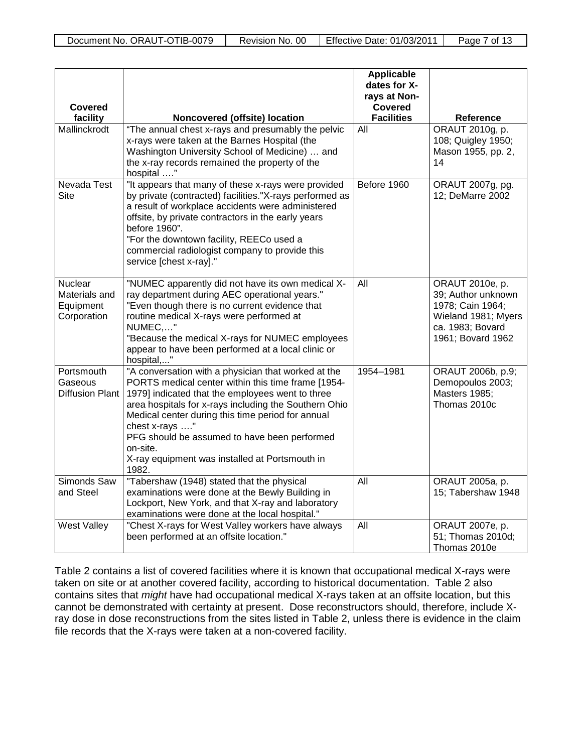| Covered facility | Noncovered (offsite) location | Applicable dates for X-rays at Non-Covered Facilities | Reference |
|---|---|---|---|
| Mallinckrodt | "The annual chest x-rays and presumably the pelvic x-rays were taken at the Barnes Hospital (the Washington University School of Medicine) … and the x-ray records remained the property of the hospital …." | All | ORAUT 2010g, p. 108; Quigley 1950; Mason 1955, pp. 2, 14 |
| Nevada Test Site | "It appears that many of these x-rays were provided by private (contracted) facilities."X-rays performed as a result of workplace accidents were administered offsite, by private contractors in the early years before 1960". "For the downtown facility, REECo used a commercial radiologist company to provide this service [chest x-ray]." | Before 1960 | ORAUT 2007g, pg. 12; DeMarre 2002 |
| Nuclear Materials and Equipment Corporation | "NUMEC apparently did not have its own medical X-ray department during AEC operational years." "Even though there is no current evidence that routine medical X-rays were performed at NUMEC,…" "Because the medical X-rays for NUMEC employees appear to have been performed at a local clinic or hospital,..." | All | ORAUT 2010e, p. 39; Author unknown 1978; Cain 1964; Wieland 1981; Myers ca. 1983; Bovard 1961; Bovard 1962 |
| Portsmouth Gaseous Diffusion Plant | "A conversation with a physician that worked at the PORTS medical center within this time frame [1954-1979] indicated that the employees went to three area hospitals for x-rays including the Southern Ohio Medical center during this time period for annual chest x-rays …." PFG should be assumed to have been performed on-site. X-ray equipment was installed at Portsmouth in 1982. | 1954–1981 | ORAUT 2006b, p.9; Demopoulos 2003; Masters 1985; Thomas 2010c |
| Simonds Saw and Steel | "Tabershaw (1948) stated that the physical examinations were done at the Bewly Building in Lockport, New York, and that X-ray and laboratory examinations were done at the local hospital." | All | ORAUT 2005a, p. 15; Tabershaw 1948 |
| West Valley | "Chest X-rays for West Valley workers have always been performed at an offsite location." | All | ORAUT 2007e, p. 51; Thomas 2010d; Thomas 2010e |

Table 2 contains a list of covered facilities where it is known that occupational medical X-rays were taken on site or at another covered facility, according to historical documentation. Table 2 also contains sites that *might* have had occupational medical X-rays taken at an offsite location, but this cannot be demonstrated with certainty at present. Dose reconstructors should, therefore, include X-ray dose in dose reconstructions from the sites listed in Table 2, unless there is evidence in the claim file records that the X-rays were taken at a non-covered facility.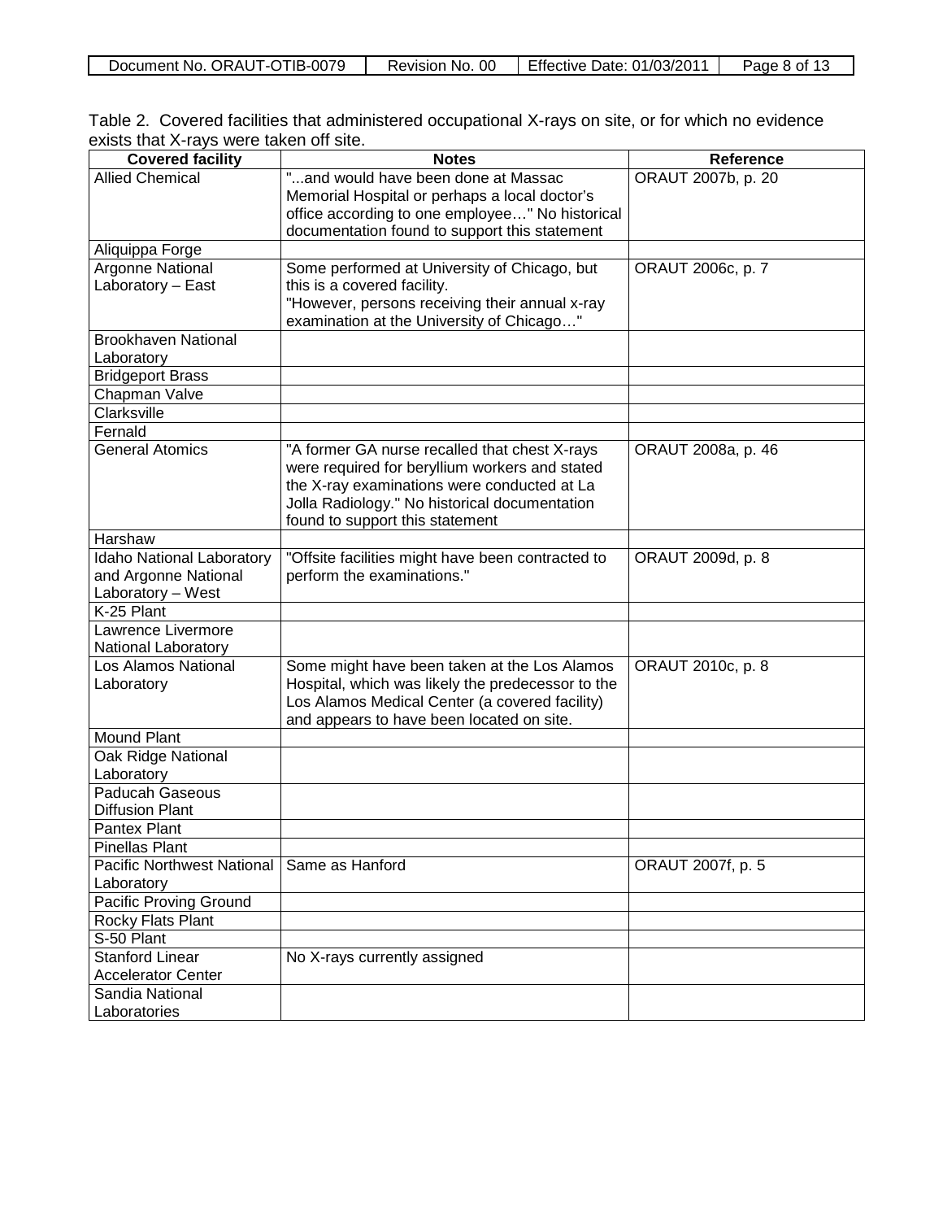Table 2. Covered facilities that administered occupational X-rays on site, or for which no evidence exists that X-rays were taken off site.

| Covered facility | Notes | Reference |
|---|---|---|
| Allied Chemical | "...and would have been done at Massac Memorial Hospital or perhaps a local doctor's office according to one employee…" No historical documentation found to support this statement | ORAUT 2007b, p. 20 |
| Aliquippa Forge | | |
| Argonne National Laboratory – East | Some performed at University of Chicago, but this is a covered facility. "However, persons receiving their annual x-ray examination at the University of Chicago…" | ORAUT 2006c, p. 7 |
| Brookhaven National Laboratory | | |
| Bridgeport Brass | | |
| Chapman Valve | | |
| Clarksville | | |
| Fernald | | |
| General Atomics | "A former GA nurse recalled that chest X-rays were required for beryllium workers and stated the X-ray examinations were conducted at La Jolla Radiology." No historical documentation found to support this statement | ORAUT 2008a, p. 46 |
| Harshaw | | |
| Idaho National Laboratory and Argonne National Laboratory – West | "Offsite facilities might have been contracted to perform the examinations." | ORAUT 2009d, p. 8 |
| K-25 Plant | | |
| Lawrence Livermore National Laboratory | | |
| Los Alamos National Laboratory | Some might have been taken at the Los Alamos Hospital, which was likely the predecessor to the Los Alamos Medical Center (a covered facility) and appears to have been located on site. | ORAUT 2010c, p. 8 |
| Mound Plant | | |
| Oak Ridge National Laboratory | | |
| Paducah Gaseous Diffusion Plant | | |
| Pantex Plant | | |
| Pinellas Plant | | |
| Pacific Northwest National Laboratory | Same as Hanford | ORAUT 2007f, p. 5 |
| Pacific Proving Ground | | |
| Rocky Flats Plant | | |
| S-50 Plant | | |
| Stanford Linear Accelerator Center | No X-rays currently assigned | |
| Sandia National Laboratories | | |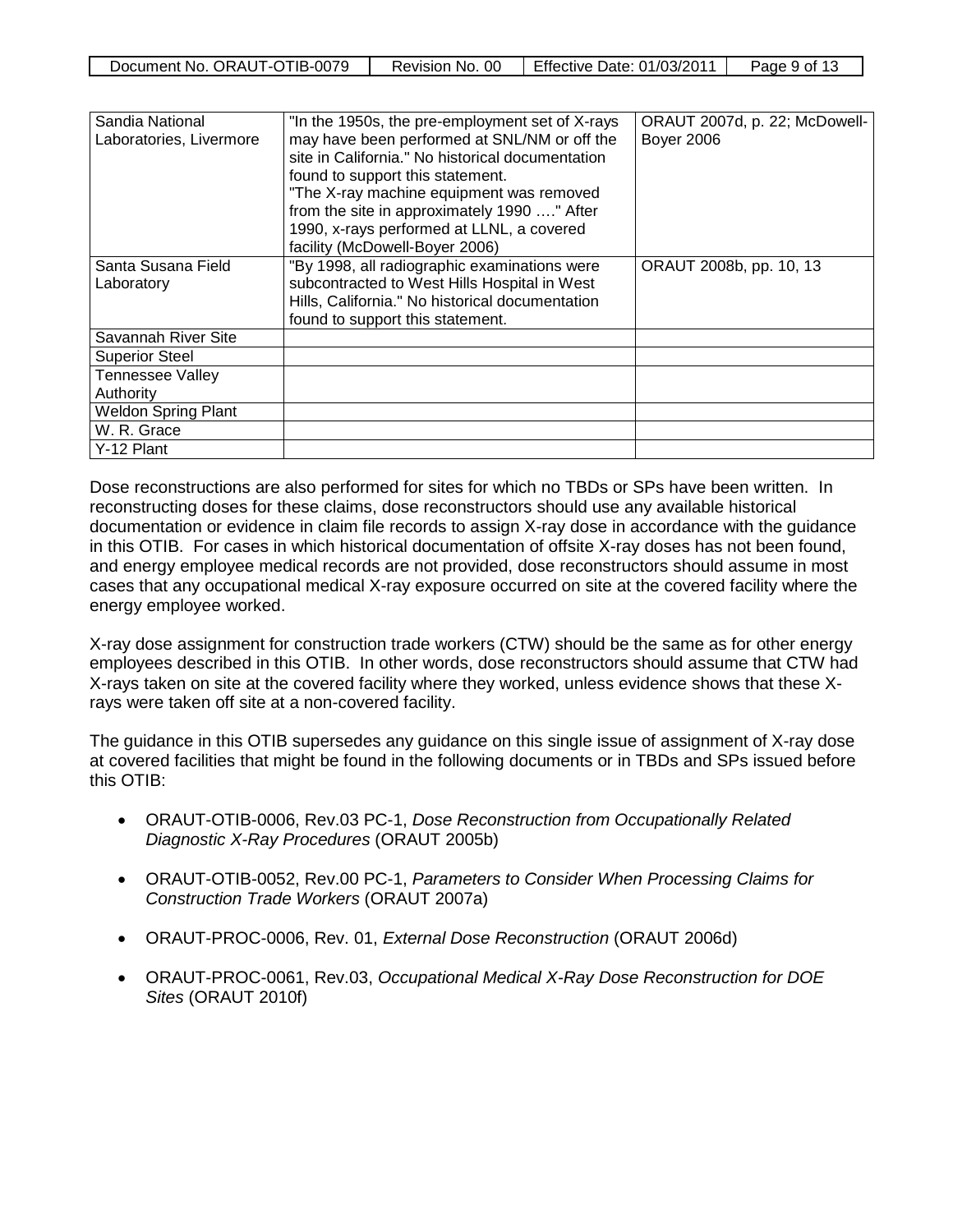| | | |
|---|---|---|
| Sandia National Laboratories, Livermore | "In the 1950s, the pre-employment set of X-rays may have been performed at SNL/NM or off the site in California." No historical documentation found to support this statement. "The X-ray machine equipment was removed from the site in approximately 1990 …." After 1990, x-rays performed at LLNL, a covered facility (McDowell-Boyer 2006) | ORAUT 2007d, p. 22; McDowell-Boyer 2006 |
| Santa Susana Field Laboratory | "By 1998, all radiographic examinations were subcontracted to West Hills Hospital in West Hills, California." No historical documentation found to support this statement. | ORAUT 2008b, pp. 10, 13 |
| Savannah River Site | | |
| Superior Steel | | |
| Tennessee Valley Authority | | |
| Weldon Spring Plant | | |
| W. R. Grace | | |
| Y-12 Plant | | |

Dose reconstructions are also performed for sites for which no TBDs or SPs have been written. In reconstructing doses for these claims, dose reconstructors should use any available historical documentation or evidence in claim file records to assign X-ray dose in accordance with the guidance in this OTIB. For cases in which historical documentation of offsite X-ray doses has not been found, and energy employee medical records are not provided, dose reconstructors should assume in most cases that any occupational medical X-ray exposure occurred on site at the covered facility where the energy employee worked.

X-ray dose assignment for construction trade workers (CTW) should be the same as for other energy employees described in this OTIB. In other words, dose reconstructors should assume that CTW had X-rays taken on site at the covered facility where they worked, unless evidence shows that these X-rays were taken off site at a non-covered facility.

The guidance in this OTIB supersedes any guidance on this single issue of assignment of X-ray dose at covered facilities that might be found in the following documents or in TBDs and SPs issued before this OTIB:

- ORAUT-OTIB-0006, Rev.03 PC-1, *Dose Reconstruction from Occupationally Related Diagnostic X-Ray Procedures* (ORAUT 2005b)
- ORAUT-OTIB-0052, Rev.00 PC-1, *Parameters to Consider When Processing Claims for Construction Trade Workers* (ORAUT 2007a)
- ORAUT-PROC-0006, Rev. 01, *External Dose Reconstruction* (ORAUT 2006d)
- ORAUT-PROC-0061, Rev.03, *Occupational Medical X-Ray Dose Reconstruction for DOE Sites* (ORAUT 2010f)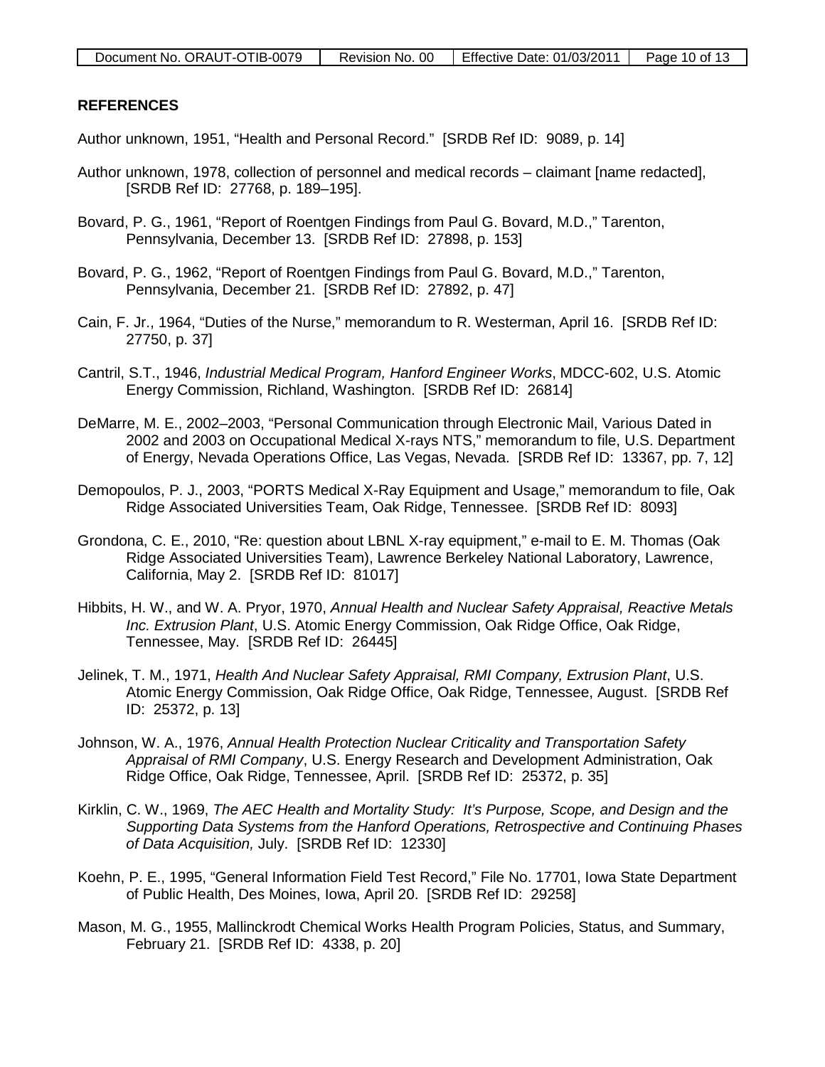## REFERENCES

Author unknown, 1951, "Health and Personal Record." [SRDB Ref ID: 9089, p. 14]

Author unknown, 1978, collection of personnel and medical records – claimant [name redacted], [SRDB Ref ID: 27768, p. 189–195].

Bovard, P. G., 1961, "Report of Roentgen Findings from Paul G. Bovard, M.D.," Tarenton, Pennsylvania, December 13. [SRDB Ref ID: 27898, p. 153]

Bovard, P. G., 1962, "Report of Roentgen Findings from Paul G. Bovard, M.D.," Tarenton, Pennsylvania, December 21. [SRDB Ref ID: 27892, p. 47]

Cain, F. Jr., 1964, "Duties of the Nurse," memorandum to R. Westerman, April 16. [SRDB Ref ID: 27750, p. 37]

Cantril, S.T., 1946, *Industrial Medical Program, Hanford Engineer Works*, MDCC-602, U.S. Atomic Energy Commission, Richland, Washington. [SRDB Ref ID: 26814]

DeMarre, M. E., 2002–2003, "Personal Communication through Electronic Mail, Various Dated in 2002 and 2003 on Occupational Medical X-rays NTS," memorandum to file, U.S. Department of Energy, Nevada Operations Office, Las Vegas, Nevada. [SRDB Ref ID: 13367, pp. 7, 12]

Demopoulos, P. J., 2003, "PORTS Medical X-Ray Equipment and Usage," memorandum to file, Oak Ridge Associated Universities Team, Oak Ridge, Tennessee. [SRDB Ref ID: 8093]

Grondona, C. E., 2010, "Re: question about LBNL X-ray equipment," e-mail to E. M. Thomas (Oak Ridge Associated Universities Team), Lawrence Berkeley National Laboratory, Lawrence, California, May 2. [SRDB Ref ID: 81017]

Hibbits, H. W., and W. A. Pryor, 1970, *Annual Health and Nuclear Safety Appraisal, Reactive Metals Inc. Extrusion Plant*, U.S. Atomic Energy Commission, Oak Ridge Office, Oak Ridge, Tennessee, May. [SRDB Ref ID: 26445]

Jelinek, T. M., 1971, *Health And Nuclear Safety Appraisal, RMI Company, Extrusion Plant*, U.S. Atomic Energy Commission, Oak Ridge Office, Oak Ridge, Tennessee, August. [SRDB Ref ID: 25372, p. 13]

Johnson, W. A., 1976, *Annual Health Protection Nuclear Criticality and Transportation Safety Appraisal of RMI Company*, U.S. Energy Research and Development Administration, Oak Ridge Office, Oak Ridge, Tennessee, April. [SRDB Ref ID: 25372, p. 35]

Kirklin, C. W., 1969, *The AEC Health and Mortality Study: It's Purpose, Scope, and Design and the Supporting Data Systems from the Hanford Operations, Retrospective and Continuing Phases of Data Acquisition,* July. [SRDB Ref ID: 12330]

Koehn, P. E., 1995, "General Information Field Test Record," File No. 17701, Iowa State Department of Public Health, Des Moines, Iowa, April 20. [SRDB Ref ID: 29258]

Mason, M. G., 1955, Mallinckrodt Chemical Works Health Program Policies, Status, and Summary, February 21. [SRDB Ref ID: 4338, p. 20]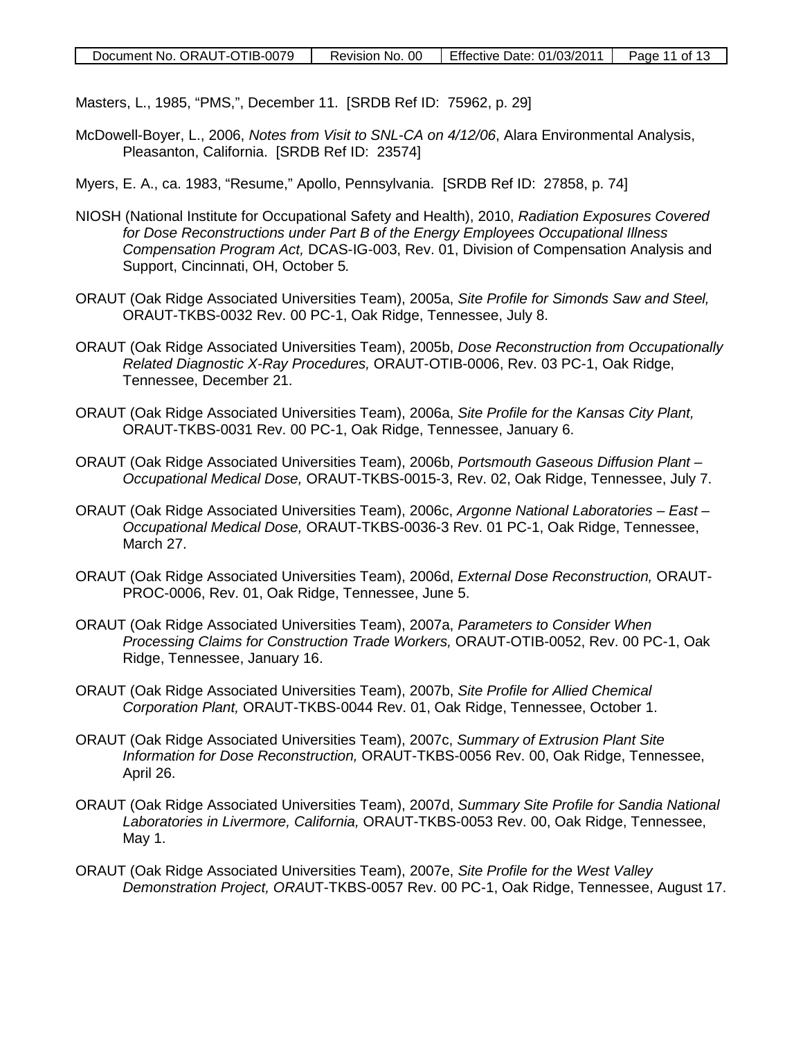Masters, L., 1985, "PMS,", December 11. [SRDB Ref ID: 75962, p. 29]

McDowell-Boyer, L., 2006, *Notes from Visit to SNL-CA on 4/12/06*, Alara Environmental Analysis, Pleasanton, California. [SRDB Ref ID: 23574]

Myers, E. A., ca. 1983, "Resume," Apollo, Pennsylvania. [SRDB Ref ID: 27858, p. 74]

NIOSH (National Institute for Occupational Safety and Health), 2010, *Radiation Exposures Covered for Dose Reconstructions under Part B of the Energy Employees Occupational Illness Compensation Program Act,* DCAS-IG-003, Rev. 01, Division of Compensation Analysis and Support, Cincinnati, OH, October 5.

ORAUT (Oak Ridge Associated Universities Team), 2005a, *Site Profile for Simonds Saw and Steel,* ORAUT-TKBS-0032 Rev. 00 PC-1, Oak Ridge, Tennessee, July 8.

ORAUT (Oak Ridge Associated Universities Team), 2005b, *Dose Reconstruction from Occupationally Related Diagnostic X-Ray Procedures,* ORAUT-OTIB-0006, Rev. 03 PC-1, Oak Ridge, Tennessee, December 21.

ORAUT (Oak Ridge Associated Universities Team), 2006a, *Site Profile for the Kansas City Plant,* ORAUT-TKBS-0031 Rev. 00 PC-1, Oak Ridge, Tennessee, January 6.

ORAUT (Oak Ridge Associated Universities Team), 2006b, *Portsmouth Gaseous Diffusion Plant – Occupational Medical Dose,* ORAUT-TKBS-0015-3, Rev. 02, Oak Ridge, Tennessee, July 7.

ORAUT (Oak Ridge Associated Universities Team), 2006c, *Argonne National Laboratories – East – Occupational Medical Dose,* ORAUT-TKBS-0036-3 Rev. 01 PC-1, Oak Ridge, Tennessee, March 27.

ORAUT (Oak Ridge Associated Universities Team), 2006d, *External Dose Reconstruction,* ORAUT-PROC-0006, Rev. 01, Oak Ridge, Tennessee, June 5.

ORAUT (Oak Ridge Associated Universities Team), 2007a, *Parameters to Consider When Processing Claims for Construction Trade Workers,* ORAUT-OTIB-0052, Rev. 00 PC-1, Oak Ridge, Tennessee, January 16.

ORAUT (Oak Ridge Associated Universities Team), 2007b, *Site Profile for Allied Chemical Corporation Plant,* ORAUT-TKBS-0044 Rev. 01, Oak Ridge, Tennessee, October 1.

ORAUT (Oak Ridge Associated Universities Team), 2007c, *Summary of Extrusion Plant Site Information for Dose Reconstruction,* ORAUT-TKBS-0056 Rev. 00, Oak Ridge, Tennessee, April 26.

ORAUT (Oak Ridge Associated Universities Team), 2007d, *Summary Site Profile for Sandia National Laboratories in Livermore, California,* ORAUT-TKBS-0053 Rev. 00, Oak Ridge, Tennessee, May 1.

ORAUT (Oak Ridge Associated Universities Team), 2007e, *Site Profile for the West Valley Demonstration Project, ORA*UT-TKBS-0057 Rev. 00 PC-1, Oak Ridge, Tennessee, August 17.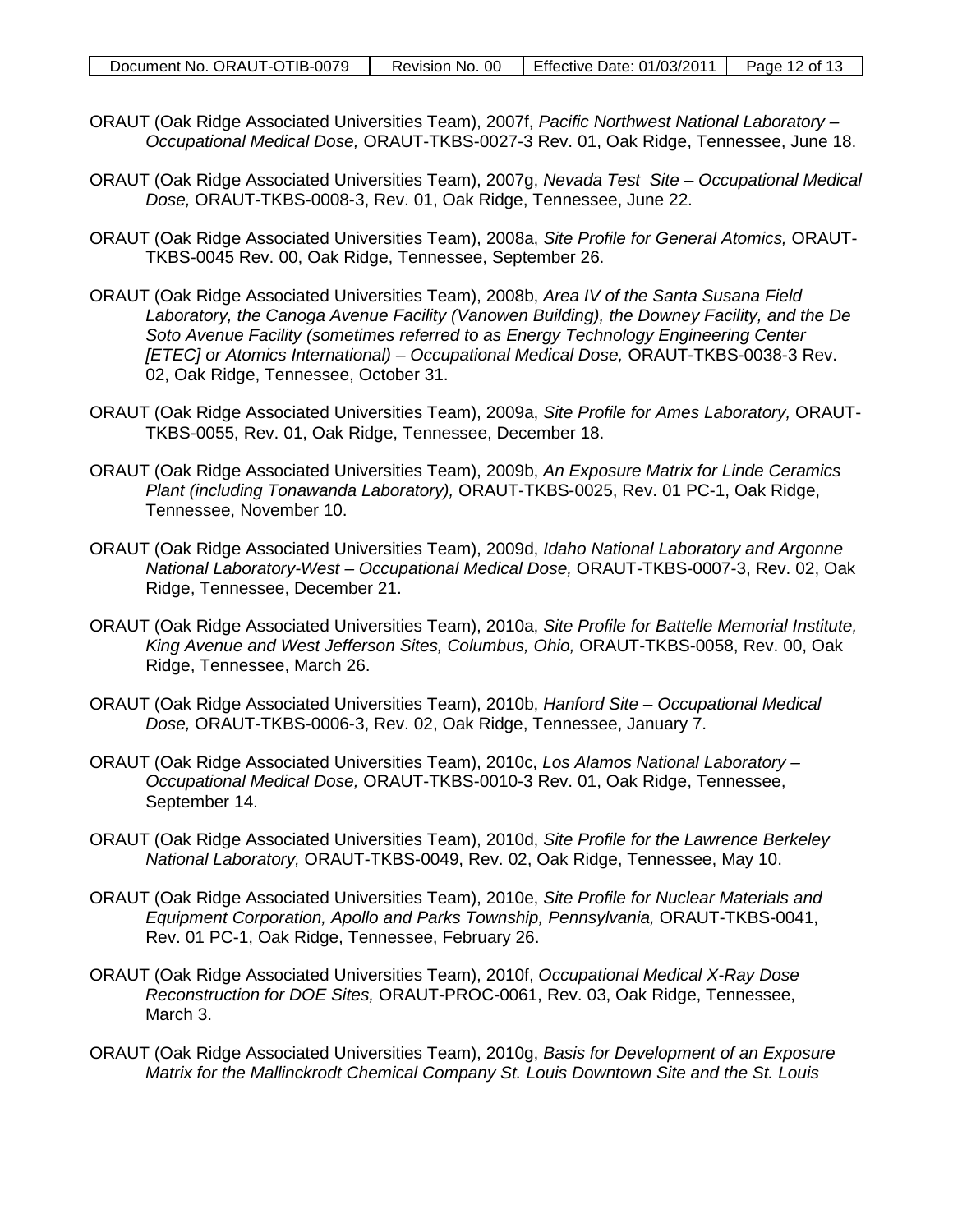ORAUT (Oak Ridge Associated Universities Team), 2007f, *Pacific Northwest National Laboratory – Occupational Medical Dose,* ORAUT-TKBS-0027-3 Rev. 01, Oak Ridge, Tennessee, June 18.

ORAUT (Oak Ridge Associated Universities Team), 2007g, *Nevada Test Site – Occupational Medical Dose,* ORAUT-TKBS-0008-3, Rev. 01, Oak Ridge, Tennessee, June 22.

ORAUT (Oak Ridge Associated Universities Team), 2008a, *Site Profile for General Atomics,* ORAUT-TKBS-0045 Rev. 00, Oak Ridge, Tennessee, September 26.

ORAUT (Oak Ridge Associated Universities Team), 2008b, *Area IV of the Santa Susana Field Laboratory, the Canoga Avenue Facility (Vanowen Building), the Downey Facility, and the De Soto Avenue Facility (sometimes referred to as Energy Technology Engineering Center [ETEC] or Atomics International) – Occupational Medical Dose,* ORAUT-TKBS-0038-3 Rev. 02, Oak Ridge, Tennessee, October 31.

ORAUT (Oak Ridge Associated Universities Team), 2009a, *Site Profile for Ames Laboratory,* ORAUT-TKBS-0055, Rev. 01, Oak Ridge, Tennessee, December 18.

ORAUT (Oak Ridge Associated Universities Team), 2009b, *An Exposure Matrix for Linde Ceramics Plant (including Tonawanda Laboratory),* ORAUT-TKBS-0025, Rev. 01 PC-1, Oak Ridge, Tennessee, November 10.

ORAUT (Oak Ridge Associated Universities Team), 2009d, *Idaho National Laboratory and Argonne National Laboratory-West – Occupational Medical Dose,* ORAUT-TKBS-0007-3, Rev. 02, Oak Ridge, Tennessee, December 21.

ORAUT (Oak Ridge Associated Universities Team), 2010a, *Site Profile for Battelle Memorial Institute, King Avenue and West Jefferson Sites, Columbus, Ohio,* ORAUT-TKBS-0058, Rev. 00, Oak Ridge, Tennessee, March 26.

ORAUT (Oak Ridge Associated Universities Team), 2010b, *Hanford Site – Occupational Medical Dose,* ORAUT-TKBS-0006-3, Rev. 02, Oak Ridge, Tennessee, January 7.

ORAUT (Oak Ridge Associated Universities Team), 2010c, *Los Alamos National Laboratory – Occupational Medical Dose,* ORAUT-TKBS-0010-3 Rev. 01, Oak Ridge, Tennessee, September 14.

ORAUT (Oak Ridge Associated Universities Team), 2010d, *Site Profile for the Lawrence Berkeley National Laboratory,* ORAUT-TKBS-0049, Rev. 02, Oak Ridge, Tennessee, May 10.

ORAUT (Oak Ridge Associated Universities Team), 2010e, *Site Profile for Nuclear Materials and Equipment Corporation, Apollo and Parks Township, Pennsylvania,* ORAUT-TKBS-0041, Rev. 01 PC-1, Oak Ridge, Tennessee, February 26.

ORAUT (Oak Ridge Associated Universities Team), 2010f, *Occupational Medical X-Ray Dose Reconstruction for DOE Sites,* ORAUT-PROC-0061, Rev. 03, Oak Ridge, Tennessee, March 3.

ORAUT (Oak Ridge Associated Universities Team), 2010g, *Basis for Development of an Exposure Matrix for the Mallinckrodt Chemical Company St. Louis Downtown Site and the St. Louis*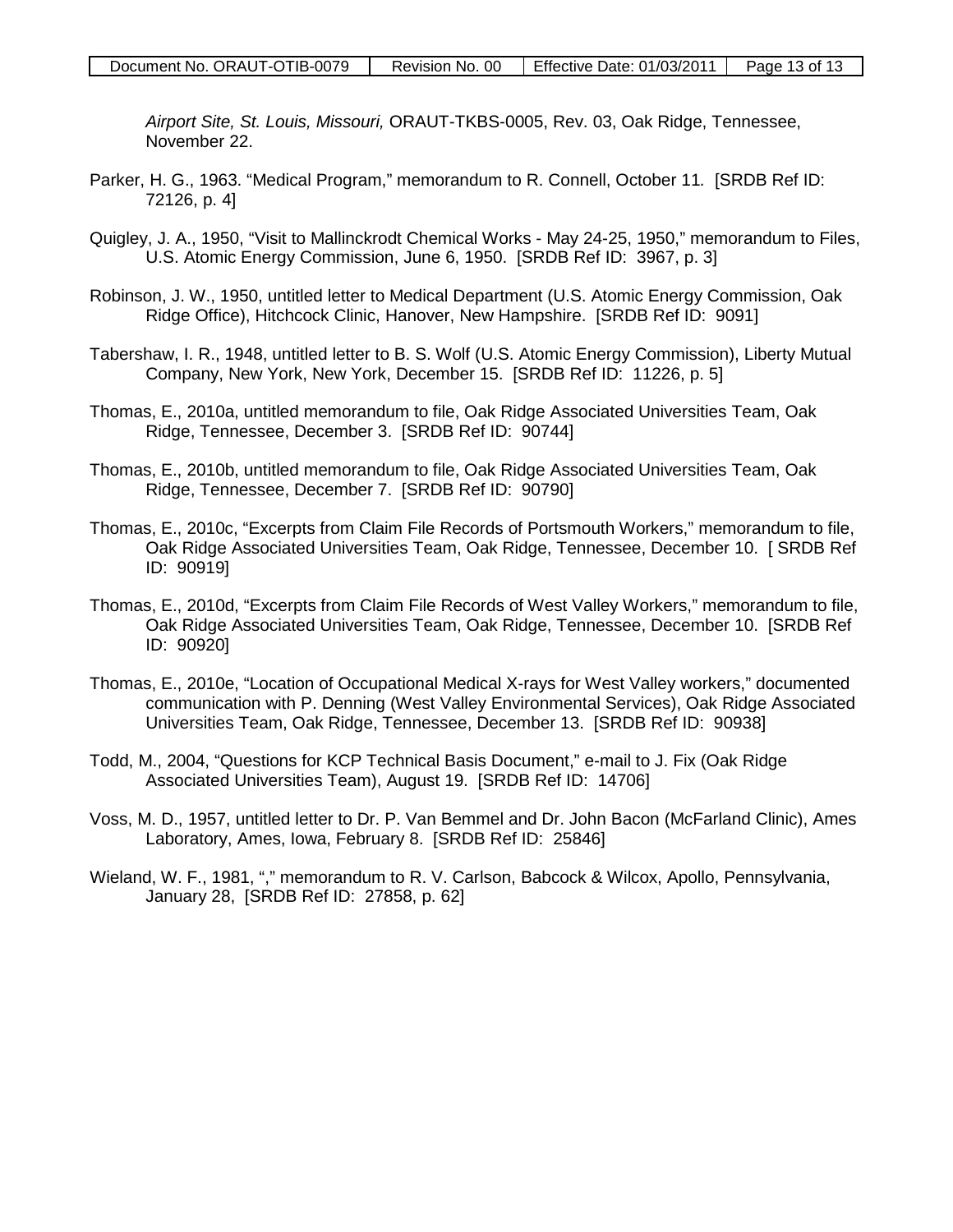*Airport Site, St. Louis, Missouri,* ORAUT-TKBS-0005, Rev. 03, Oak Ridge, Tennessee, November 22.

Parker, H. G., 1963. "Medical Program," memorandum to R. Connell, October 11. [SRDB Ref ID: 72126, p. 4]

Quigley, J. A., 1950, "Visit to Mallinckrodt Chemical Works - May 24-25, 1950," memorandum to Files, U.S. Atomic Energy Commission, June 6, 1950. [SRDB Ref ID: 3967, p. 3]

Robinson, J. W., 1950, untitled letter to Medical Department (U.S. Atomic Energy Commission, Oak Ridge Office), Hitchcock Clinic, Hanover, New Hampshire. [SRDB Ref ID: 9091]

Tabershaw, I. R., 1948, untitled letter to B. S. Wolf (U.S. Atomic Energy Commission), Liberty Mutual Company, New York, New York, December 15. [SRDB Ref ID: 11226, p. 5]

Thomas, E., 2010a, untitled memorandum to file, Oak Ridge Associated Universities Team, Oak Ridge, Tennessee, December 3. [SRDB Ref ID: 90744]

Thomas, E., 2010b, untitled memorandum to file, Oak Ridge Associated Universities Team, Oak Ridge, Tennessee, December 7. [SRDB Ref ID: 90790]

Thomas, E., 2010c, "Excerpts from Claim File Records of Portsmouth Workers," memorandum to file, Oak Ridge Associated Universities Team, Oak Ridge, Tennessee, December 10. [ SRDB Ref ID: 90919]

Thomas, E., 2010d, "Excerpts from Claim File Records of West Valley Workers," memorandum to file, Oak Ridge Associated Universities Team, Oak Ridge, Tennessee, December 10. [SRDB Ref ID: 90920]

Thomas, E., 2010e, "Location of Occupational Medical X-rays for West Valley workers," documented communication with P. Denning (West Valley Environmental Services), Oak Ridge Associated Universities Team, Oak Ridge, Tennessee, December 13. [SRDB Ref ID: 90938]

Todd, M., 2004, "Questions for KCP Technical Basis Document," e-mail to J. Fix (Oak Ridge Associated Universities Team), August 19. [SRDB Ref ID: 14706]

Voss, M. D., 1957, untitled letter to Dr. P. Van Bemmel and Dr. John Bacon (McFarland Clinic), Ames Laboratory, Ames, Iowa, February 8. [SRDB Ref ID: 25846]

Wieland, W. F., 1981, "," memorandum to R. V. Carlson, Babcock & Wilcox, Apollo, Pennsylvania, January 28, [SRDB Ref ID: 27858, p. 62]